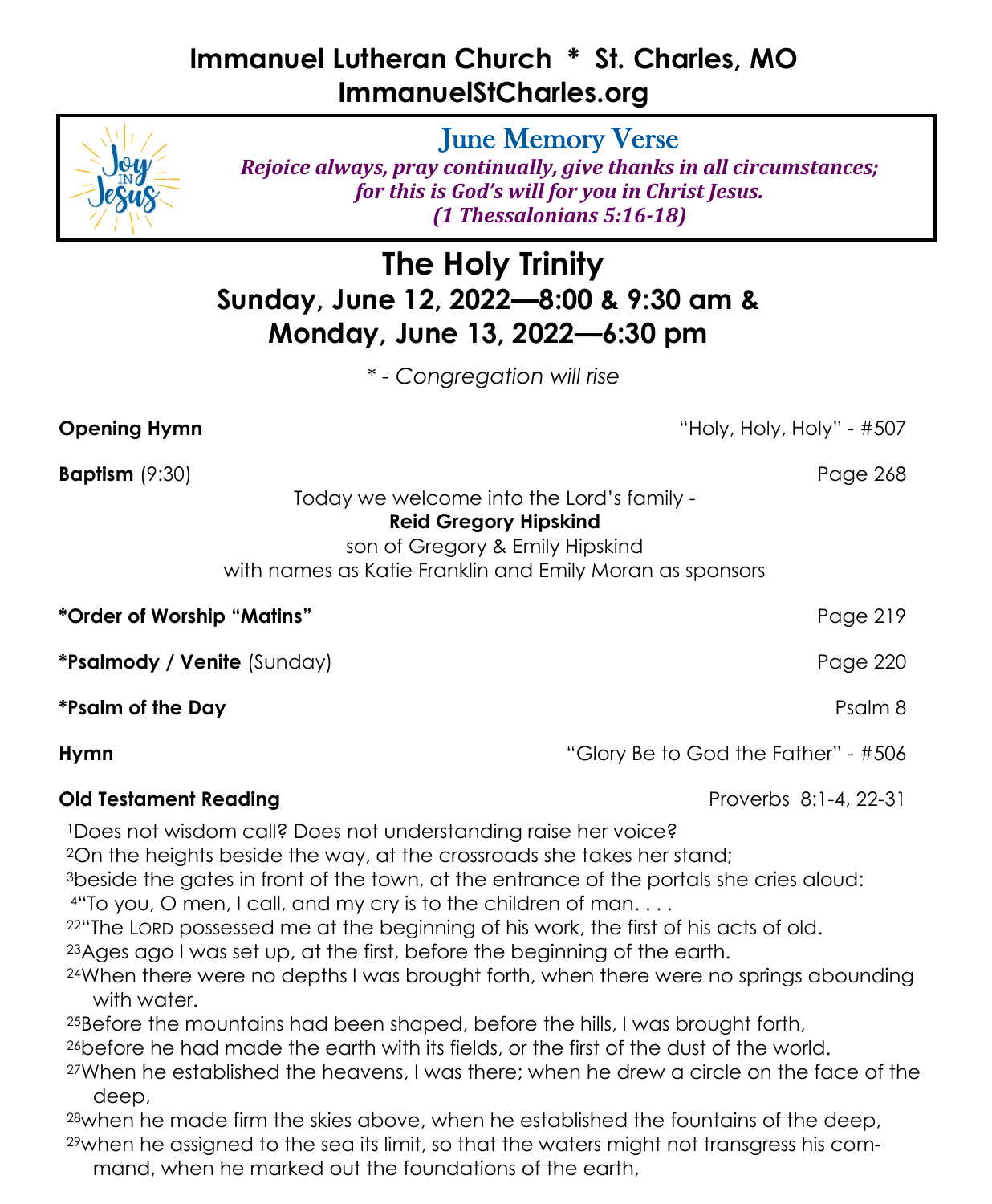# Immanuel Lutheran Church * St. Charles, MO
# ImmanuelStCharles.org

## June Memory Verse

***Rejoice always, pray continually, give thanks in all circumstances; for this is God's will for you in Christ Jesus. (1 Thessalonians 5:16-18)***

# The Holy Trinity
## Sunday, June 12, 2022—8:00 & 9:30 am & Monday, June 13, 2022—6:30 pm

*\* - Congregation will rise*

**Opening Hymn** "Holy, Holy, Holy" - #507

**Baptism** (9:30) Page 268

Today we welcome into the Lord's family -
**Reid Gregory Hipskind**
son of Gregory & Emily Hipskind
with names as Katie Franklin and Emily Moran as sponsors

**\*Order of Worship "Matins"** Page 219

**\*Psalmody / Venite** (Sunday) Page 220

**\*Psalm of the Day** Psalm 8

**Hymn** "Glory Be to God the Father" - #506

**Old Testament Reading** Proverbs 8:1-4, 22-31

1Does not wisdom call? Does not understanding raise her voice?
2On the heights beside the way, at the crossroads she takes her stand;
3beside the gates in front of the town, at the entrance of the portals she cries aloud:
4"To you, O men, I call, and my cry is to the children of man. . . .
22"The LORD possessed me at the beginning of his work, the first of his acts of old.
23Ages ago I was set up, at the first, before the beginning of the earth.
24When there were no depths I was brought forth, when there were no springs abounding with water.
25Before the mountains had been shaped, before the hills, I was brought forth,
26before he had made the earth with its fields, or the first of the dust of the world.
27When he established the heavens, I was there; when he drew a circle on the face of the deep,
28when he made firm the skies above, when he established the fountains of the deep,
29when he assigned to the sea its limit, so that the waters might not transgress his command, when he marked out the foundations of the earth,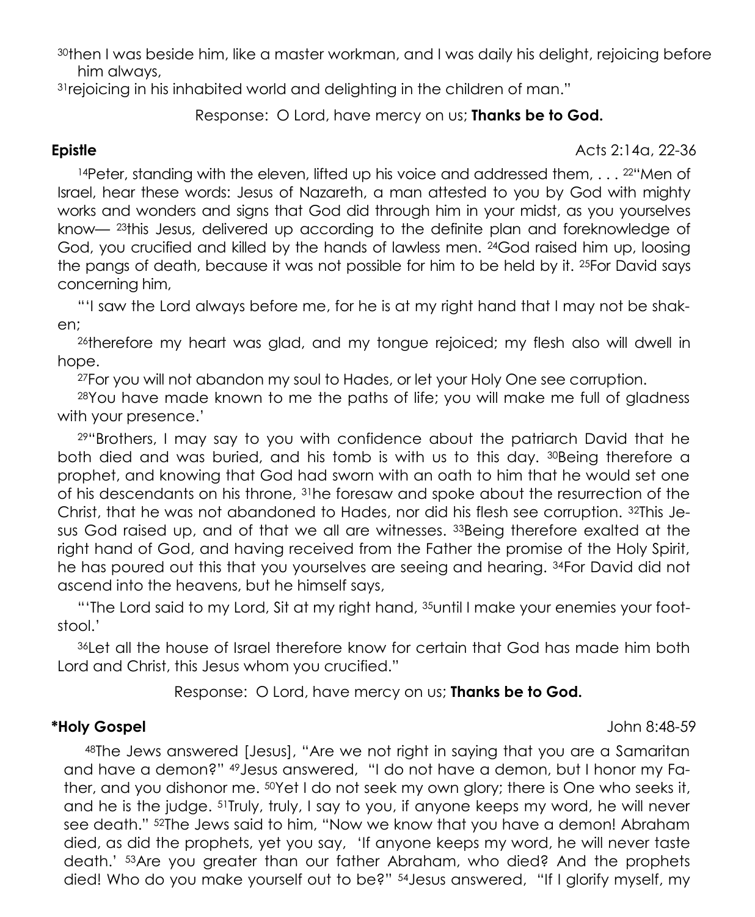[30]then I was beside him, like a master workman, and I was daily his delight, rejoicing before him always,

[31]rejoicing in his inhabited world and delighting in the children of man."

Response: O Lord, have mercy on us; **Thanks be to God.**

**Epistle** Acts 2:14a, 22-36

[14]Peter, standing with the eleven, lifted up his voice and addressed them, . . . [22]"Men of Israel, hear these words: Jesus of Nazareth, a man attested to you by God with mighty works and wonders and signs that God did through him in your midst, as you yourselves know— [23]this Jesus, delivered up according to the definite plan and foreknowledge of God, you crucified and killed by the hands of lawless men. [24]God raised him up, loosing the pangs of death, because it was not possible for him to be held by it. [25]For David says concerning him,

"'I saw the Lord always before me, for he is at my right hand that I may not be shaken;

[26]therefore my heart was glad, and my tongue rejoiced; my flesh also will dwell in hope.

[27]For you will not abandon my soul to Hades, or let your Holy One see corruption.

[28]You have made known to me the paths of life; you will make me full of gladness with your presence.'

[29]"Brothers, I may say to you with confidence about the patriarch David that he both died and was buried, and his tomb is with us to this day. [30]Being therefore a prophet, and knowing that God had sworn with an oath to him that he would set one of his descendants on his throne, [31]he foresaw and spoke about the resurrection of the Christ, that he was not abandoned to Hades, nor did his flesh see corruption. [32]This Jesus God raised up, and of that we all are witnesses. [33]Being therefore exalted at the right hand of God, and having received from the Father the promise of the Holy Spirit, he has poured out this that you yourselves are seeing and hearing. [34]For David did not ascend into the heavens, but he himself says,

"'The Lord said to my Lord, Sit at my right hand, [35]until I make your enemies your footstool.'

[36]Let all the house of Israel therefore know for certain that God has made him both Lord and Christ, this Jesus whom you crucified."

Response: O Lord, have mercy on us; **Thanks be to God.**

**\*Holy Gospel** John 8:48-59

[48]The Jews answered [Jesus], "Are we not right in saying that you are a Samaritan and have a demon?" [49]Jesus answered, "I do not have a demon, but I honor my Father, and you dishonor me. [50]Yet I do not seek my own glory; there is One who seeks it, and he is the judge. [51]Truly, truly, I say to you, if anyone keeps my word, he will never see death." [52]The Jews said to him, "Now we know that you have a demon! Abraham died, as did the prophets, yet you say, 'If anyone keeps my word, he will never taste death.' [53]Are you greater than our father Abraham, who died? And the prophets died! Who do you make yourself out to be?" [54]Jesus answered, "If I glorify myself, my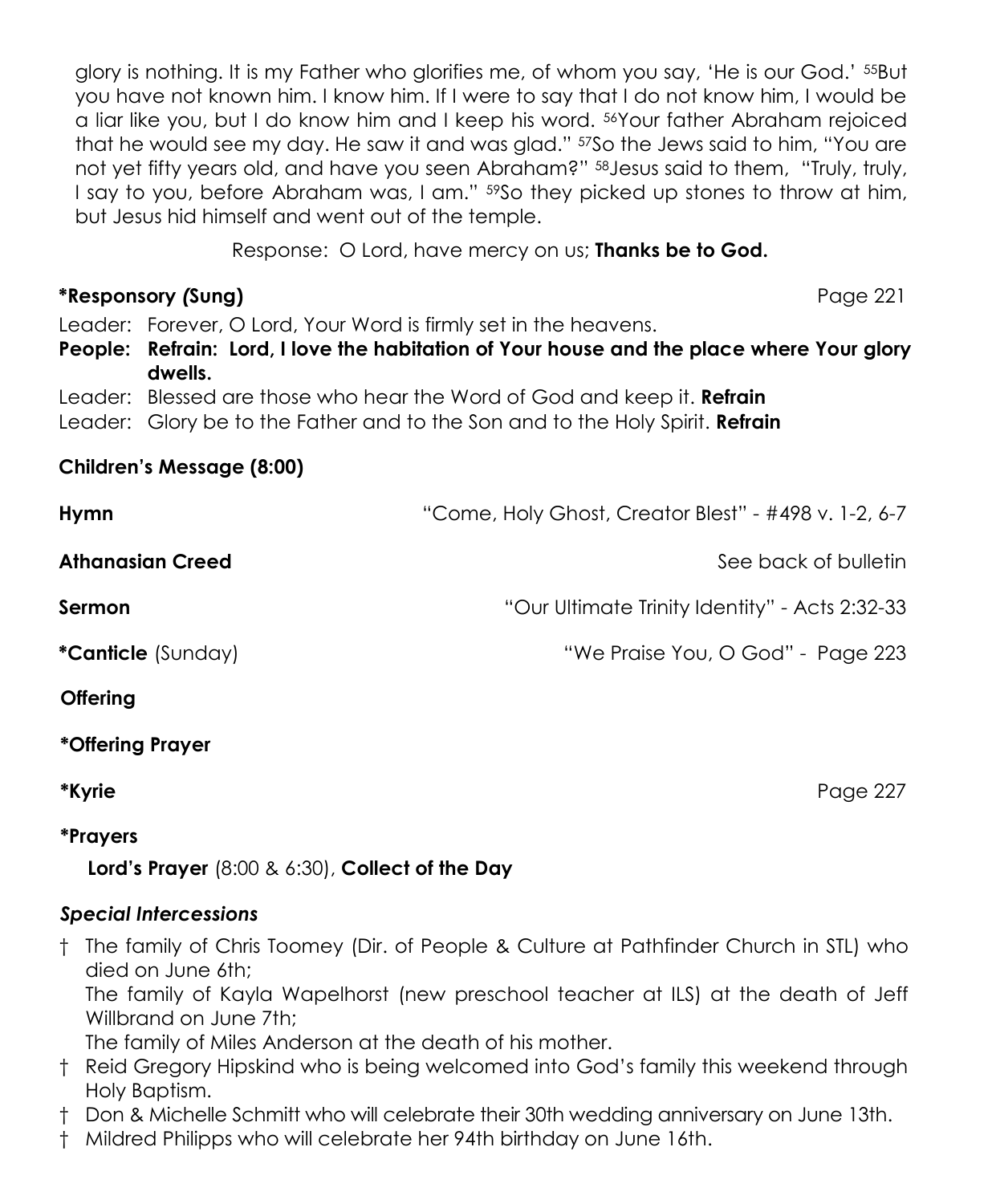glory is nothing. It is my Father who glorifies me, of whom you say, 'He is our God.' [55]But you have not known him. I know him. If I were to say that I do not know him, I would be a liar like you, but I do know him and I keep his word. [56]Your father Abraham rejoiced that he would see my day. He saw it and was glad." [57]So the Jews said to him, "You are not yet fifty years old, and have you seen Abraham?" [58]Jesus said to them, "Truly, truly, I say to you, before Abraham was, I am." [59]So they picked up stones to throw at him, but Jesus hid himself and went out of the temple.

Response: O Lord, have mercy on us; **Thanks be to God.**

**\*Responsory *(*Sung)** Page 221

Leader: Forever, O Lord, Your Word is firmly set in the heavens.

**People: Refrain: Lord, I love the habitation of Your house and the place where Your glory dwells.**

Leader: Blessed are those who hear the Word of God and keep it. **Refrain**

Leader: Glory be to the Father and to the Son and to the Holy Spirit. **Refrain**

**Children's Message (8:00)**

**Hymn** "Come, Holy Ghost, Creator Blest" - #498 v. 1-2, 6-7

**Athanasian Creed** See back of bulletin

**Sermon** "Our Ultimate Trinity Identity" - Acts 2:32-33

**\*Canticle** (Sunday) "We Praise You, O God" - Page 223

**Offering**

**\*Offering Prayer**

**\*Kyrie** Page 227

**\*Prayers**

**Lord's Prayer** (8:00 & 6:30), **Collect of the Day**

***Special Intercessions***

† The family of Chris Toomey (Dir. of People & Culture at Pathfinder Church in STL) who died on June 6th;
The family of Kayla Wapelhorst (new preschool teacher at ILS) at the death of Jeff Willbrand on June 7th;
The family of Miles Anderson at the death of his mother.

† Reid Gregory Hipskind who is being welcomed into God's family this weekend through Holy Baptism.

† Don & Michelle Schmitt who will celebrate their 30th wedding anniversary on June 13th.

† Mildred Philipps who will celebrate her 94th birthday on June 16th.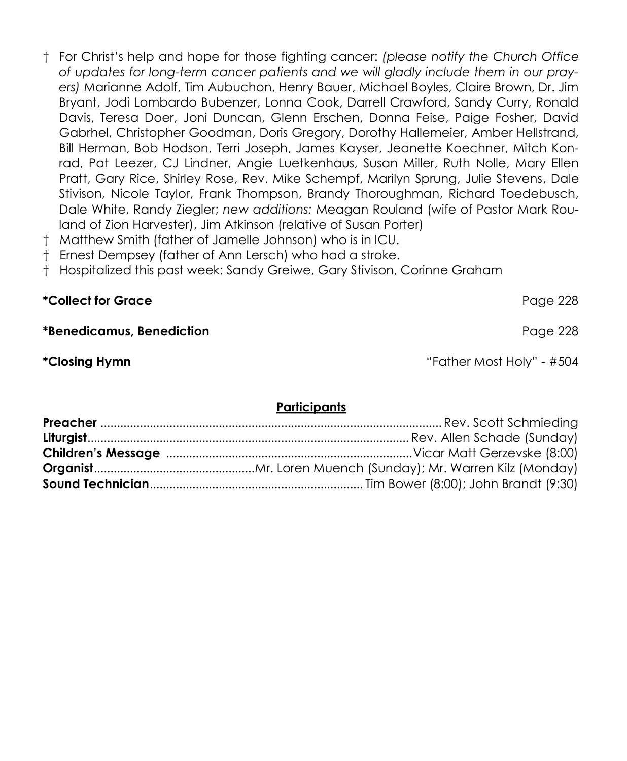- † For Christ's help and hope for those fighting cancer: *(please notify the Church Office of updates for long-term cancer patients and we will gladly include them in our prayers)* Marianne Adolf, Tim Aubuchon, Henry Bauer, Michael Boyles, Claire Brown, Dr. Jim Bryant, Jodi Lombardo Bubenzer, Lonna Cook, Darrell Crawford, Sandy Curry, Ronald Davis, Teresa Doer, Joni Duncan, Glenn Erschen, Donna Feise, Paige Fosher, David Gabrhel, Christopher Goodman, Doris Gregory, Dorothy Hallemeier, Amber Hellstrand, Bill Herman, Bob Hodson, Terri Joseph, James Kayser, Jeanette Koechner, Mitch Konrad, Pat Leezer, CJ Lindner, Angie Luetkenhaus, Susan Miller, Ruth Nolle, Mary Ellen Pratt, Gary Rice, Shirley Rose, Rev. Mike Schempf, Marilyn Sprung, Julie Stevens, Dale Stivison, Nicole Taylor, Frank Thompson, Brandy Thoroughman, Richard Toedebusch, Dale White, Randy Ziegler; *new additions:* Meagan Rouland (wife of Pastor Mark Rouland of Zion Harvester), Jim Atkinson (relative of Susan Porter)
- † Matthew Smith (father of Jamelle Johnson) who is in ICU.
- † Ernest Dempsey (father of Ann Lersch) who had a stroke.
- † Hospitalized this past week: Sandy Greiwe, Gary Stivison, Corinne Graham

**\*Collect for Grace** Page 228

**\*Benedicamus, Benediction** Page 228

**\*Closing Hymn** "Father Most Holy" - #504

## Participants

**Preacher** ........................................................................................ Rev. Scott Schmieding
**Liturgist**.................................................................................. Rev. Allen Schade (Sunday)
**Children's Message** ........................................................................ Vicar Matt Gerzevske (8:00)
**Organist**................................................Mr. Loren Muench (Sunday); Mr. Warren Kilz (Monday)
**Sound Technician**................................................................ Tim Bower (8:00); John Brandt (9:30)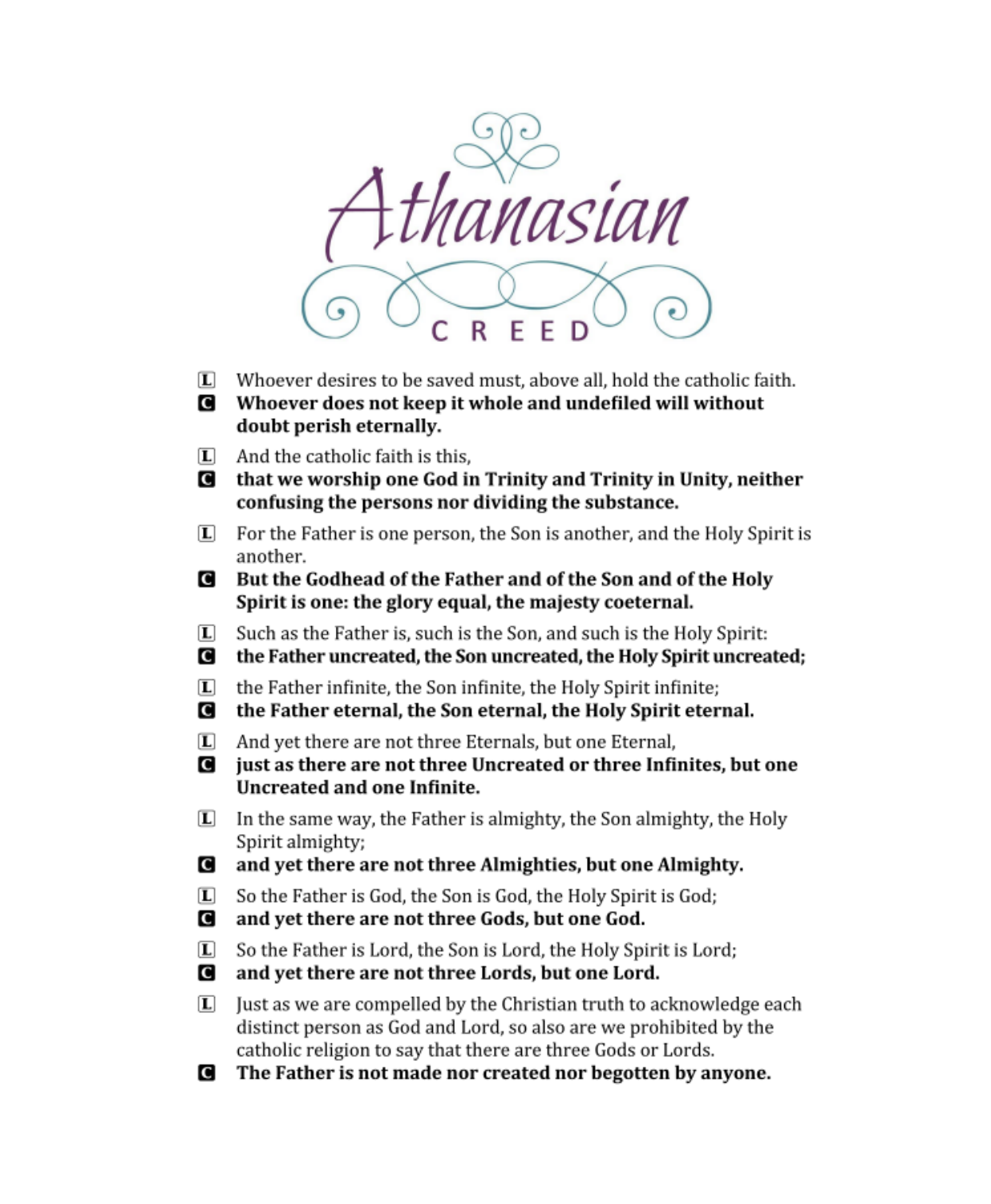# Athanasian Creed

**L** Whoever desires to be saved must, above all, hold the catholic faith.

**C** **Whoever does not keep it whole and undefiled will without doubt perish eternally.**

**L** And the catholic faith is this,

**C** **that we worship one God in Trinity and Trinity in Unity, neither confusing the persons nor dividing the substance.**

**L** For the Father is one person, the Son is another, and the Holy Spirit is another.

**C** **But the Godhead of the Father and of the Son and of the Holy Spirit is one: the glory equal, the majesty coeternal.**

**L** Such as the Father is, such is the Son, and such is the Holy Spirit:

**C** **the Father uncreated, the Son uncreated, the Holy Spirit uncreated;**

**L** the Father infinite, the Son infinite, the Holy Spirit infinite;

**C** **the Father eternal, the Son eternal, the Holy Spirit eternal.**

**L** And yet there are not three Eternals, but one Eternal,

**C** **just as there are not three Uncreated or three Infinites, but one Uncreated and one Infinite.**

**L** In the same way, the Father is almighty, the Son almighty, the Holy Spirit almighty;

**C** **and yet there are not three Almighties, but one Almighty.**

**L** So the Father is God, the Son is God, the Holy Spirit is God;

**C** **and yet there are not three Gods, but one God.**

**L** So the Father is Lord, the Son is Lord, the Holy Spirit is Lord;

**C** **and yet there are not three Lords, but one Lord.**

**L** Just as we are compelled by the Christian truth to acknowledge each distinct person as God and Lord, so also are we prohibited by the catholic religion to say that there are three Gods or Lords.

**C** **The Father is not made nor created nor begotten by anyone.**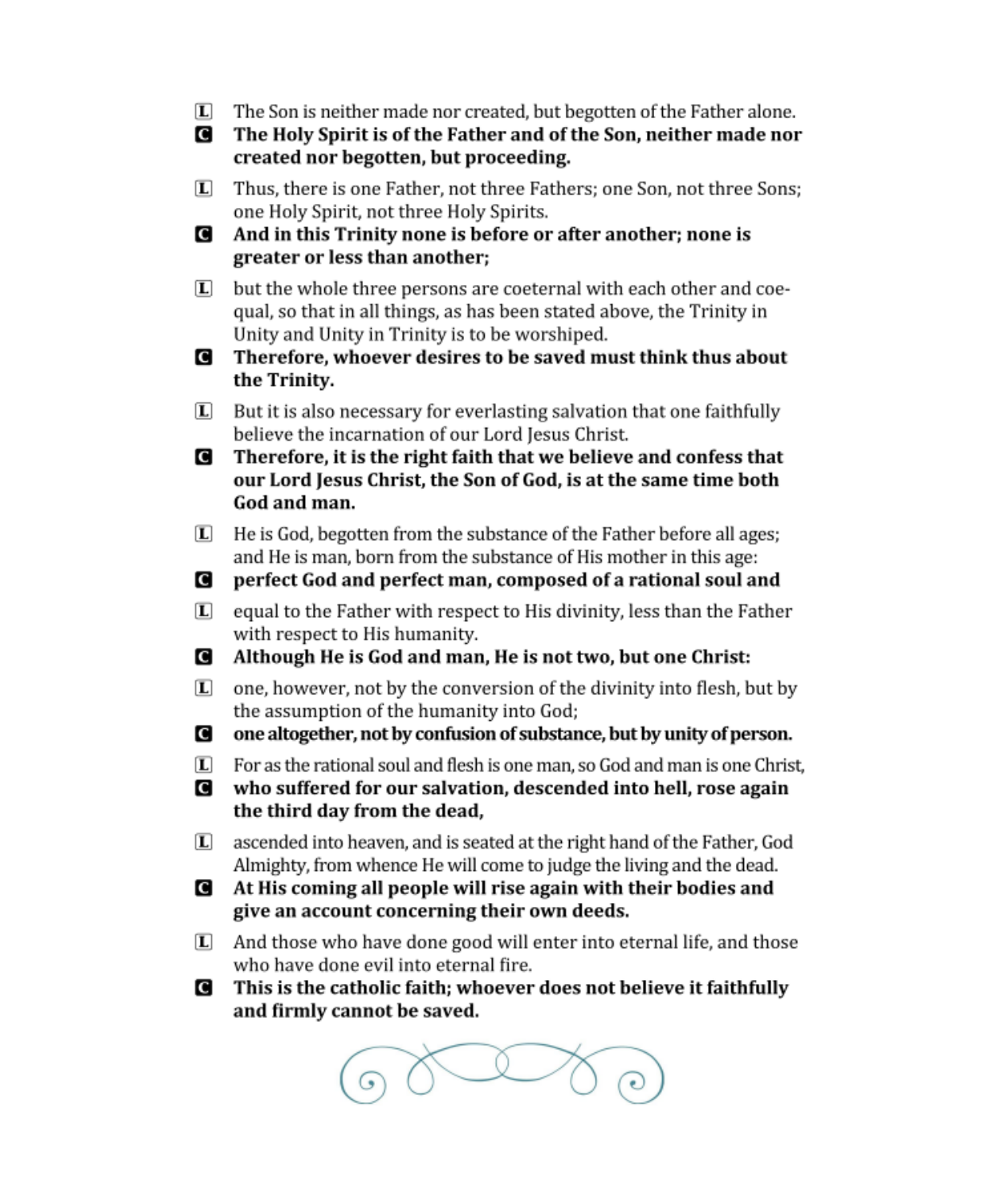L The Son is neither made nor created, but begotten of the Father alone.

**C The Holy Spirit is of the Father and of the Son, neither made nor created nor begotten, but proceeding.**

L Thus, there is one Father, not three Fathers; one Son, not three Sons; one Holy Spirit, not three Holy Spirits.

**C And in this Trinity none is before or after another; none is greater or less than another;**

L but the whole three persons are coeternal with each other and coequal, so that in all things, as has been stated above, the Trinity in Unity and Unity in Trinity is to be worshiped.

**C Therefore, whoever desires to be saved must think thus about the Trinity.**

L But it is also necessary for everlasting salvation that one faithfully believe the incarnation of our Lord Jesus Christ.

**C Therefore, it is the right faith that we believe and confess that our Lord Jesus Christ, the Son of God, is at the same time both God and man.**

L He is God, begotten from the substance of the Father before all ages; and He is man, born from the substance of His mother in this age:

**C perfect God and perfect man, composed of a rational soul and**

L equal to the Father with respect to His divinity, less than the Father with respect to His humanity.

**C Although He is God and man, He is not two, but one Christ:**

L one, however, not by the conversion of the divinity into flesh, but by the assumption of the humanity into God;

**C one altogether, not by confusion of substance, but by unity of person.**

L For as the rational soul and flesh is one man, so God and man is one Christ,

**C who suffered for our salvation, descended into hell, rose again the third day from the dead,**

L ascended into heaven, and is seated at the right hand of the Father, God Almighty, from whence He will come to judge the living and the dead.

**C At His coming all people will rise again with their bodies and give an account concerning their own deeds.**

L And those who have done good will enter into eternal life, and those who have done evil into eternal fire.

**C This is the catholic faith; whoever does not believe it faithfully and firmly cannot be saved.**